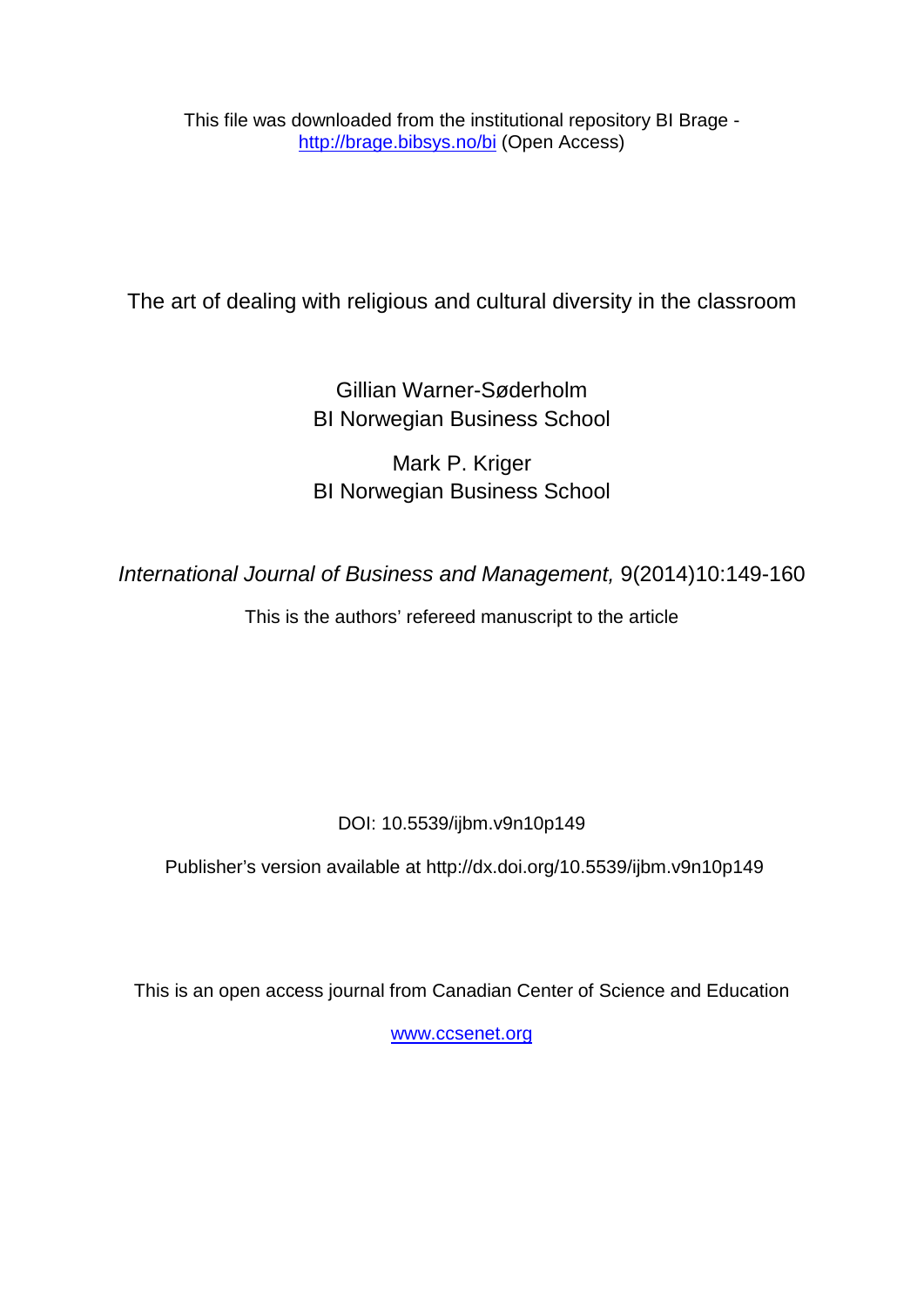This file was downloaded from the institutional repository BI Brage - http://brage.bibsys.no/bi (Open Access)

# The art of dealing with religious and cultural diversity in the classroom

Gillian Warner-Søderholm
BI Norwegian Business School

Mark P. Kriger
BI Norwegian Business School

*International Journal of Business and Management,* 9(2014)10:149-160

This is the authors' refereed manuscript to the article

DOI: 10.5539/ijbm.v9n10p149

Publisher's version available at http://dx.doi.org/10.5539/ijbm.v9n10p149

This is an open access journal from Canadian Center of Science and Education

www.ccsenet.org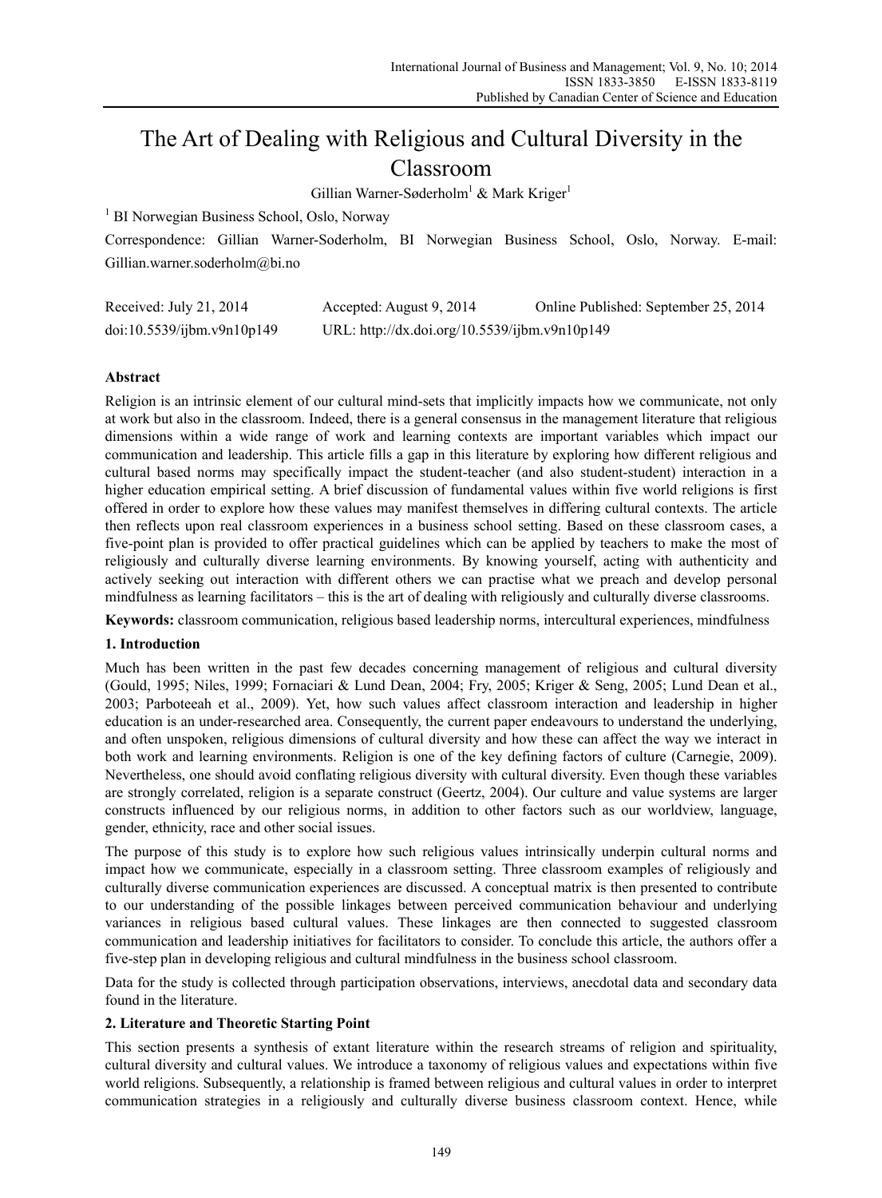# The Art of Dealing with Religious and Cultural Diversity in the Classroom

Gillian Warner-Søderholm[1] & Mark Kriger[1]

[1] BI Norwegian Business School, Oslo, Norway

Correspondence: Gillian Warner-Soderholm, BI Norwegian Business School, Oslo, Norway. E-mail: Gillian.warner.soderholm@bi.no

Received: July 21, 2014 Accepted: August 9, 2014 Online Published: September 25, 2014

doi:10.5539/ijbm.v9n10p149 URL: http://dx.doi.org/10.5539/ijbm.v9n10p149

## Abstract

Religion is an intrinsic element of our cultural mind-sets that implicitly impacts how we communicate, not only at work but also in the classroom. Indeed, there is a general consensus in the management literature that religious dimensions within a wide range of work and learning contexts are important variables which impact our communication and leadership. This article fills a gap in this literature by exploring how different religious and cultural based norms may specifically impact the student-teacher (and also student-student) interaction in a higher education empirical setting. A brief discussion of fundamental values within five world religions is first offered in order to explore how these values may manifest themselves in differing cultural contexts. The article then reflects upon real classroom experiences in a business school setting. Based on these classroom cases, a five-point plan is provided to offer practical guidelines which can be applied by teachers to make the most of religiously and culturally diverse learning environments. By knowing yourself, acting with authenticity and actively seeking out interaction with different others we can practise what we preach and develop personal mindfulness as learning facilitators – this is the art of dealing with religiously and culturally diverse classrooms.

**Keywords:** classroom communication, religious based leadership norms, intercultural experiences, mindfulness

## 1. Introduction

Much has been written in the past few decades concerning management of religious and cultural diversity (Gould, 1995; Niles, 1999; Fornaciari & Lund Dean, 2004; Fry, 2005; Kriger & Seng, 2005; Lund Dean et al., 2003; Parboteeah et al., 2009). Yet, how such values affect classroom interaction and leadership in higher education is an under-researched area. Consequently, the current paper endeavours to understand the underlying, and often unspoken, religious dimensions of cultural diversity and how these can affect the way we interact in both work and learning environments. Religion is one of the key defining factors of culture (Carnegie, 2009). Nevertheless, one should avoid conflating religious diversity with cultural diversity. Even though these variables are strongly correlated, religion is a separate construct (Geertz, 2004). Our culture and value systems are larger constructs influenced by our religious norms, in addition to other factors such as our worldview, language, gender, ethnicity, race and other social issues.

The purpose of this study is to explore how such religious values intrinsically underpin cultural norms and impact how we communicate, especially in a classroom setting. Three classroom examples of religiously and culturally diverse communication experiences are discussed. A conceptual matrix is then presented to contribute to our understanding of the possible linkages between perceived communication behaviour and underlying variances in religious based cultural values. These linkages are then connected to suggested classroom communication and leadership initiatives for facilitators to consider. To conclude this article, the authors offer a five-step plan in developing religious and cultural mindfulness in the business school classroom.

Data for the study is collected through participation observations, interviews, anecdotal data and secondary data found in the literature.

## 2. Literature and Theoretic Starting Point

This section presents a synthesis of extant literature within the research streams of religion and spirituality, cultural diversity and cultural values. We introduce a taxonomy of religious values and expectations within five world religions. Subsequently, a relationship is framed between religious and cultural values in order to interpret communication strategies in a religiously and culturally diverse business classroom context. Hence, while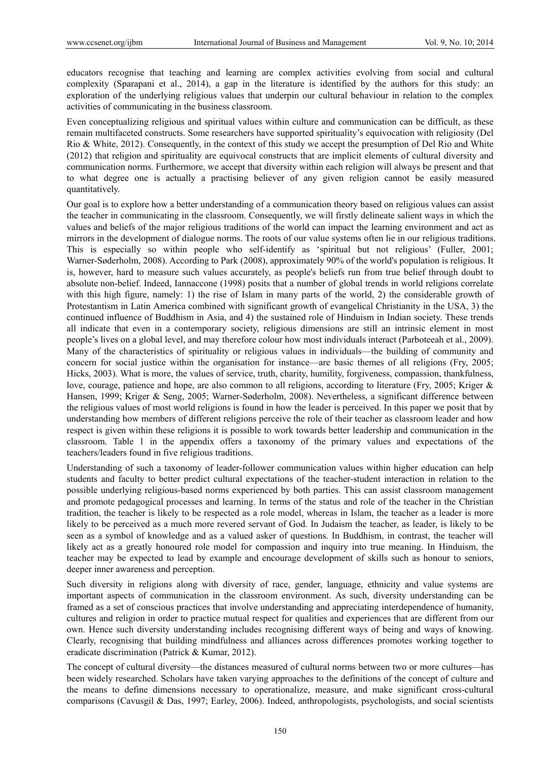educators recognise that teaching and learning are complex activities evolving from social and cultural complexity (Sparapani et al., 2014), a gap in the literature is identified by the authors for this study: an exploration of the underlying religious values that underpin our cultural behaviour in relation to the complex activities of communicating in the business classroom.

Even conceptualizing religious and spiritual values within culture and communication can be difficult, as these remain multifaceted constructs. Some researchers have supported spirituality's equivocation with religiosity (Del Rio & White, 2012). Consequently, in the context of this study we accept the presumption of Del Rio and White (2012) that religion and spirituality are equivocal constructs that are implicit elements of cultural diversity and communication norms. Furthermore, we accept that diversity within each religion will always be present and that to what degree one is actually a practising believer of any given religion cannot be easily measured quantitatively.

Our goal is to explore how a better understanding of a communication theory based on religious values can assist the teacher in communicating in the classroom. Consequently, we will firstly delineate salient ways in which the values and beliefs of the major religious traditions of the world can impact the learning environment and act as mirrors in the development of dialogue norms. The roots of our value systems often lie in our religious traditions. This is especially so within people who self-identify as 'spiritual but not religious' (Fuller, 2001; Warner-Søderholm, 2008). According to Park (2008), approximately 90% of the world's population is religious. It is, however, hard to measure such values accurately, as people's beliefs run from true belief through doubt to absolute non-belief. Indeed, Iannaccone (1998) posits that a number of global trends in world religions correlate with this high figure, namely: 1) the rise of Islam in many parts of the world, 2) the considerable growth of Protestantism in Latin America combined with significant growth of evangelical Christianity in the USA, 3) the continued influence of Buddhism in Asia, and 4) the sustained role of Hinduism in Indian society. These trends all indicate that even in a contemporary society, religious dimensions are still an intrinsic element in most people's lives on a global level, and may therefore colour how most individuals interact (Parboteeah et al., 2009). Many of the characteristics of spirituality or religious values in individuals—the building of community and concern for social justice within the organisation for instance—are basic themes of all religions (Fry, 2005; Hicks, 2003). What is more, the values of service, truth, charity, humility, forgiveness, compassion, thankfulness, love, courage, patience and hope, are also common to all religions, according to literature (Fry, 2005; Kriger & Hansen, 1999; Kriger & Seng, 2005; Warner-Søderholm, 2008). Nevertheless, a significant difference between the religious values of most world religions is found in how the leader is perceived. In this paper we posit that by understanding how members of different religions perceive the role of their teacher as classroom leader and how respect is given within these religions it is possible to work towards better leadership and communication in the classroom. Table 1 in the appendix offers a taxonomy of the primary values and expectations of the teachers/leaders found in five religious traditions.

Understanding of such a taxonomy of leader-follower communication values within higher education can help students and faculty to better predict cultural expectations of the teacher-student interaction in relation to the possible underlying religious-based norms experienced by both parties. This can assist classroom management and promote pedagogical processes and learning. In terms of the status and role of the teacher in the Christian tradition, the teacher is likely to be respected as a role model, whereas in Islam, the teacher as a leader is more likely to be perceived as a much more revered servant of God. In Judaism the teacher, as leader, is likely to be seen as a symbol of knowledge and as a valued asker of questions. In Buddhism, in contrast, the teacher will likely act as a greatly honoured role model for compassion and inquiry into true meaning. In Hinduism, the teacher may be expected to lead by example and encourage development of skills such as honour to seniors, deeper inner awareness and perception.

Such diversity in religions along with diversity of race, gender, language, ethnicity and value systems are important aspects of communication in the classroom environment. As such, diversity understanding can be framed as a set of conscious practices that involve understanding and appreciating interdependence of humanity, cultures and religion in order to practice mutual respect for qualities and experiences that are different from our own. Hence such diversity understanding includes recognising different ways of being and ways of knowing. Clearly, recognising that building mindfulness and alliances across differences promotes working together to eradicate discrimination (Patrick & Kumar, 2012).

The concept of cultural diversity—the distances measured of cultural norms between two or more cultures—has been widely researched. Scholars have taken varying approaches to the definitions of the concept of culture and the means to define dimensions necessary to operationalize, measure, and make significant cross-cultural comparisons (Cavusgil & Das, 1997; Earley, 2006). Indeed, anthropologists, psychologists, and social scientists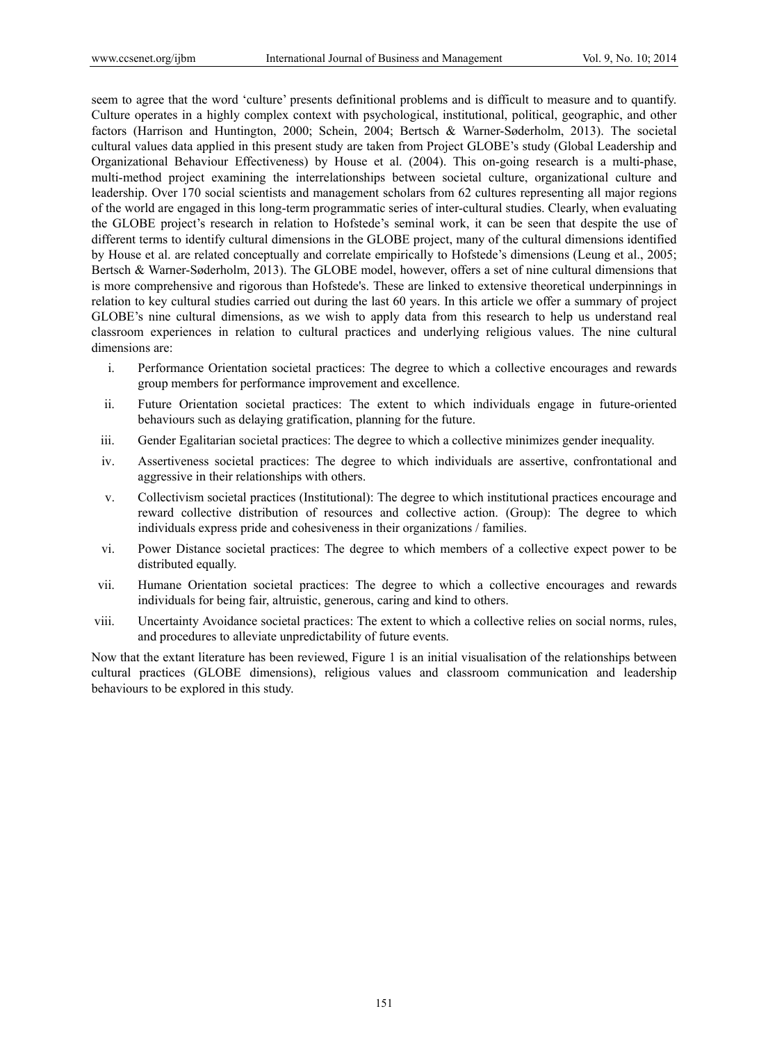seem to agree that the word 'culture' presents definitional problems and is difficult to measure and to quantify. Culture operates in a highly complex context with psychological, institutional, political, geographic, and other factors (Harrison and Huntington, 2000; Schein, 2004; Bertsch & Warner-Søderholm, 2013). The societal cultural values data applied in this present study are taken from Project GLOBE's study (Global Leadership and Organizational Behaviour Effectiveness) by House et al. (2004). This on-going research is a multi-phase, multi-method project examining the interrelationships between societal culture, organizational culture and leadership. Over 170 social scientists and management scholars from 62 cultures representing all major regions of the world are engaged in this long-term programmatic series of inter-cultural studies. Clearly, when evaluating the GLOBE project's research in relation to Hofstede's seminal work, it can be seen that despite the use of different terms to identify cultural dimensions in the GLOBE project, many of the cultural dimensions identified by House et al. are related conceptually and correlate empirically to Hofstede's dimensions (Leung et al., 2005; Bertsch & Warner-Søderholm, 2013). The GLOBE model, however, offers a set of nine cultural dimensions that is more comprehensive and rigorous than Hofstede's. These are linked to extensive theoretical underpinnings in relation to key cultural studies carried out during the last 60 years. In this article we offer a summary of project GLOBE's nine cultural dimensions, as we wish to apply data from this research to help us understand real classroom experiences in relation to cultural practices and underlying religious values. The nine cultural dimensions are:

i. Performance Orientation societal practices: The degree to which a collective encourages and rewards group members for performance improvement and excellence.

ii. Future Orientation societal practices: The extent to which individuals engage in future-oriented behaviours such as delaying gratification, planning for the future.

iii. Gender Egalitarian societal practices: The degree to which a collective minimizes gender inequality.

iv. Assertiveness societal practices: The degree to which individuals are assertive, confrontational and aggressive in their relationships with others.

v. Collectivism societal practices (Institutional): The degree to which institutional practices encourage and reward collective distribution of resources and collective action. (Group): The degree to which individuals express pride and cohesiveness in their organizations / families.

vi. Power Distance societal practices: The degree to which members of a collective expect power to be distributed equally.

vii. Humane Orientation societal practices: The degree to which a collective encourages and rewards individuals for being fair, altruistic, generous, caring and kind to others.

viii. Uncertainty Avoidance societal practices: The extent to which a collective relies on social norms, rules, and procedures to alleviate unpredictability of future events.

Now that the extant literature has been reviewed, Figure 1 is an initial visualisation of the relationships between cultural practices (GLOBE dimensions), religious values and classroom communication and leadership behaviours to be explored in this study.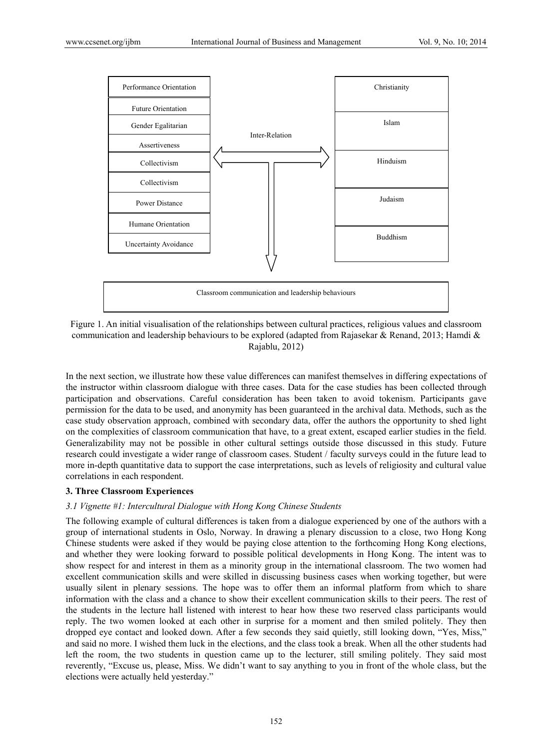Figure 1. An initial visualisation of the relationships between cultural practices, religious values and classroom communication and leadership behaviours to be explored (adapted from Rajasekar & Renand, 2013; Hamdi & Rajablu, 2012)

In the next section, we illustrate how these value differences can manifest themselves in differing expectations of the instructor within classroom dialogue with three cases. Data for the case studies has been collected through participation and observations. Careful consideration has been taken to avoid tokenism. Participants gave permission for the data to be used, and anonymity has been guaranteed in the archival data. Methods, such as the case study observation approach, combined with secondary data, offer the authors the opportunity to shed light on the complexities of classroom communication that have, to a great extent, escaped earlier studies in the field. Generalizability may not be possible in other cultural settings outside those discussed in this study. Future research could investigate a wider range of classroom cases. Student / faculty surveys could in the future lead to more in-depth quantitative data to support the case interpretations, such as levels of religiosity and cultural value correlations in each respondent.

## 3. Three Classroom Experiences

### *3.1 Vignette #1: Intercultural Dialogue with Hong Kong Chinese Students*

The following example of cultural differences is taken from a dialogue experienced by one of the authors with a group of international students in Oslo, Norway. In drawing a plenary discussion to a close, two Hong Kong Chinese students were asked if they would be paying close attention to the forthcoming Hong Kong elections, and whether they were looking forward to possible political developments in Hong Kong. The intent was to show respect for and interest in them as a minority group in the international classroom. The two women had excellent communication skills and were skilled in discussing business cases when working together, but were usually silent in plenary sessions. The hope was to offer them an informal platform from which to share information with the class and a chance to show their excellent communication skills to their peers. The rest of the students in the lecture hall listened with interest to hear how these two reserved class participants would reply. The two women looked at each other in surprise for a moment and then smiled politely. They then dropped eye contact and looked down. After a few seconds they said quietly, still looking down, "Yes, Miss," and said no more. I wished them luck in the elections, and the class took a break. When all the other students had left the room, the two students in question came up to the lecturer, still smiling politely. They said most reverently, "Excuse us, please, Miss. We didn't want to say anything to you in front of the whole class, but the elections were actually held yesterday."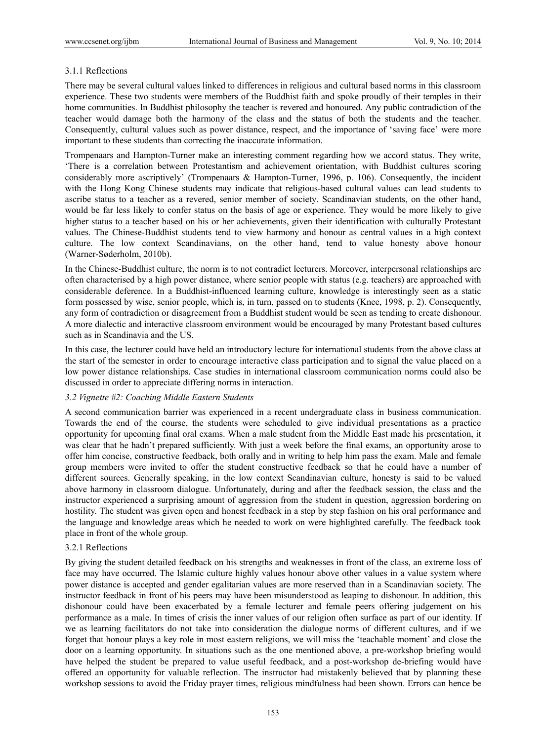#### 3.1.1 Reflections

There may be several cultural values linked to differences in religious and cultural based norms in this classroom experience. These two students were members of the Buddhist faith and spoke proudly of their temples in their home communities. In Buddhist philosophy the teacher is revered and honoured. Any public contradiction of the teacher would damage both the harmony of the class and the status of both the students and the teacher. Consequently, cultural values such as power distance, respect, and the importance of 'saving face' were more important to these students than correcting the inaccurate information.

Trompenaars and Hampton-Turner make an interesting comment regarding how we accord status. They write, 'There is a correlation between Protestantism and achievement orientation, with Buddhist cultures scoring considerably more ascriptively' (Trompenaars & Hampton-Turner, 1996, p. 106). Consequently, the incident with the Hong Kong Chinese students may indicate that religious-based cultural values can lead students to ascribe status to a teacher as a revered, senior member of society. Scandinavian students, on the other hand, would be far less likely to confer status on the basis of age or experience. They would be more likely to give higher status to a teacher based on his or her achievements, given their identification with culturally Protestant values. The Chinese-Buddhist students tend to view harmony and honour as central values in a high context culture. The low context Scandinavians, on the other hand, tend to value honesty above honour (Warner-Søderholm, 2010b).

In the Chinese-Buddhist culture, the norm is to not contradict lecturers. Moreover, interpersonal relationships are often characterised by a high power distance, where senior people with status (e.g. teachers) are approached with considerable deference. In a Buddhist-influenced learning culture, knowledge is interestingly seen as a static form possessed by wise, senior people, which is, in turn, passed on to students (Knee, 1998, p. 2). Consequently, any form of contradiction or disagreement from a Buddhist student would be seen as tending to create dishonour. A more dialectic and interactive classroom environment would be encouraged by many Protestant based cultures such as in Scandinavia and the US.

In this case, the lecturer could have held an introductory lecture for international students from the above class at the start of the semester in order to encourage interactive class participation and to signal the value placed on a low power distance relationships. Case studies in international classroom communication norms could also be discussed in order to appreciate differing norms in interaction.

### *3.2 Vignette #2: Coaching Middle Eastern Students*

A second communication barrier was experienced in a recent undergraduate class in business communication. Towards the end of the course, the students were scheduled to give individual presentations as a practice opportunity for upcoming final oral exams. When a male student from the Middle East made his presentation, it was clear that he hadn't prepared sufficiently. With just a week before the final exams, an opportunity arose to offer him concise, constructive feedback, both orally and in writing to help him pass the exam. Male and female group members were invited to offer the student constructive feedback so that he could have a number of different sources. Generally speaking, in the low context Scandinavian culture, honesty is said to be valued above harmony in classroom dialogue. Unfortunately, during and after the feedback session, the class and the instructor experienced a surprising amount of aggression from the student in question, aggression bordering on hostility. The student was given open and honest feedback in a step by step fashion on his oral performance and the language and knowledge areas which he needed to work on were highlighted carefully. The feedback took place in front of the whole group.

#### 3.2.1 Reflections

By giving the student detailed feedback on his strengths and weaknesses in front of the class, an extreme loss of face may have occurred. The Islamic culture highly values honour above other values in a value system where power distance is accepted and gender egalitarian values are more reserved than in a Scandinavian society. The instructor feedback in front of his peers may have been misunderstood as leaping to dishonour. In addition, this dishonour could have been exacerbated by a female lecturer and female peers offering judgement on his performance as a male. In times of crisis the inner values of our religion often surface as part of our identity. If we as learning facilitators do not take into consideration the dialogue norms of different cultures, and if we forget that honour plays a key role in most eastern religions, we will miss the 'teachable moment' and close the door on a learning opportunity. In situations such as the one mentioned above, a pre-workshop briefing would have helped the student be prepared to value useful feedback, and a post-workshop de-briefing would have offered an opportunity for valuable reflection. The instructor had mistakenly believed that by planning these workshop sessions to avoid the Friday prayer times, religious mindfulness had been shown. Errors can hence be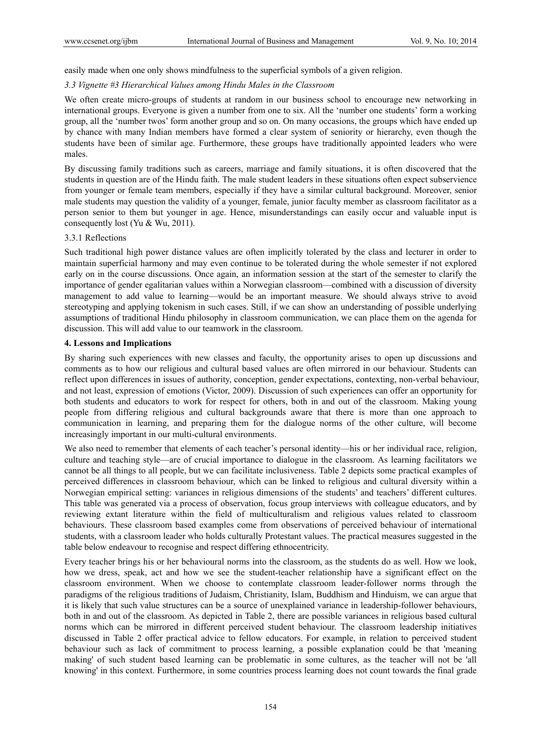easily made when one only shows mindfulness to the superficial symbols of a given religion.

### *3.3 Vignette #3 Hierarchical Values among Hindu Males in the Classroom*

We often create micro-groups of students at random in our business school to encourage new networking in international groups. Everyone is given a number from one to six. All the 'number one students' form a working group, all the 'number twos' form another group and so on. On many occasions, the groups which have ended up by chance with many Indian members have formed a clear system of seniority or hierarchy, even though the students have been of similar age. Furthermore, these groups have traditionally appointed leaders who were males.

By discussing family traditions such as careers, marriage and family situations, it is often discovered that the students in question are of the Hindu faith. The male student leaders in these situations often expect subservience from younger or female team members, especially if they have a similar cultural background. Moreover, senior male students may question the validity of a younger, female, junior faculty member as classroom facilitator as a person senior to them but younger in age. Hence, misunderstandings can easily occur and valuable input is consequently lost (Yu & Wu, 2011).

#### 3.3.1 Reflections

Such traditional high power distance values are often implicitly tolerated by the class and lecturer in order to maintain superficial harmony and may even continue to be tolerated during the whole semester if not explored early on in the course discussions. Once again, an information session at the start of the semester to clarify the importance of gender egalitarian values within a Norwegian classroom—combined with a discussion of diversity management to add value to learning—would be an important measure. We should always strive to avoid stereotyping and applying tokenism in such cases. Still, if we can show an understanding of possible underlying assumptions of traditional Hindu philosophy in classroom communication, we can place them on the agenda for discussion. This will add value to our teamwork in the classroom.

## 4. Lessons and Implications

By sharing such experiences with new classes and faculty, the opportunity arises to open up discussions and comments as to how our religious and cultural based values are often mirrored in our behaviour. Students can reflect upon differences in issues of authority, conception, gender expectations, contexting, non-verbal behaviour, and not least, expression of emotions (Victor, 2009). Discussion of such experiences can offer an opportunity for both students and educators to work for respect for others, both in and out of the classroom. Making young people from differing religious and cultural backgrounds aware that there is more than one approach to communication in learning, and preparing them for the dialogue norms of the other culture, will become increasingly important in our multi-cultural environments.

We also need to remember that elements of each teacher's personal identity—his or her individual race, religion, culture and teaching style—are of crucial importance to dialogue in the classroom. As learning facilitators we cannot be all things to all people, but we can facilitate inclusiveness. Table 2 depicts some practical examples of perceived differences in classroom behaviour, which can be linked to religious and cultural diversity within a Norwegian empirical setting: variances in religious dimensions of the students' and teachers' different cultures. This table was generated via a process of observation, focus group interviews with colleague educators, and by reviewing extant literature within the field of multiculturalism and religious values related to classroom behaviours. These classroom based examples come from observations of perceived behaviour of international students, with a classroom leader who holds culturally Protestant values. The practical measures suggested in the table below endeavour to recognise and respect differing ethnocentricity.

Every teacher brings his or her behavioural norms into the classroom, as the students do as well. How we look, how we dress, speak, act and how we see the student-teacher relationship have a significant effect on the classroom environment. When we choose to contemplate classroom leader-follower norms through the paradigms of the religious traditions of Judaism, Christianity, Islam, Buddhism and Hinduism, we can argue that it is likely that such value structures can be a source of unexplained variance in leadership-follower behaviours, both in and out of the classroom. As depicted in Table 2, there are possible variances in religious based cultural norms which can be mirrored in different perceived student behaviour. The classroom leadership initiatives discussed in Table 2 offer practical advice to fellow educators. For example, in relation to perceived student behaviour such as lack of commitment to process learning, a possible explanation could be that 'meaning making' of such student based learning can be problematic in some cultures, as the teacher will not be 'all knowing' in this context. Furthermore, in some countries process learning does not count towards the final grade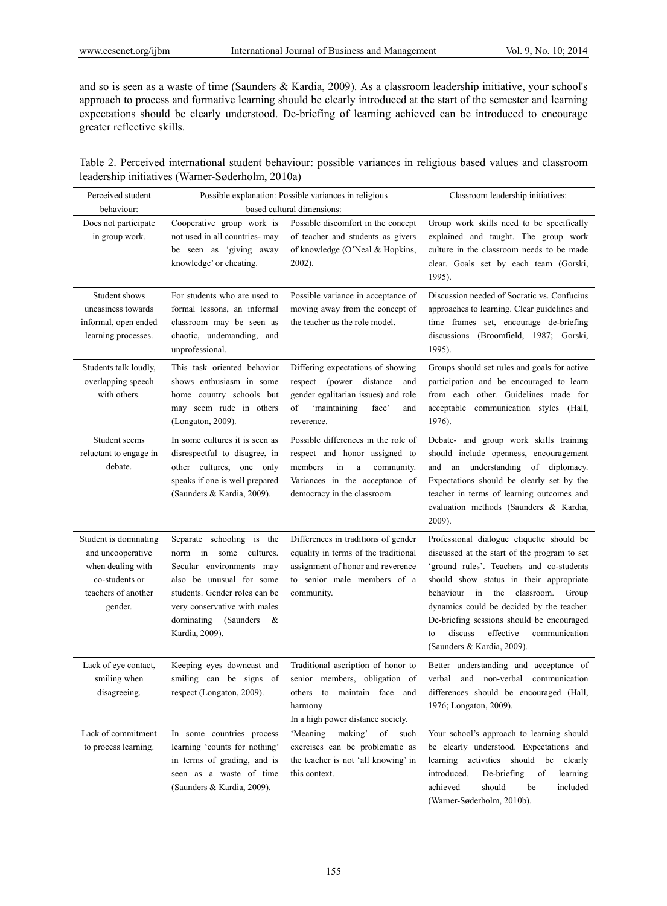and so is seen as a waste of time (Saunders & Kardia, 2009). As a classroom leadership initiative, your school's approach to process and formative learning should be clearly introduced at the start of the semester and learning expectations should be clearly understood. De-briefing of learning achieved can be introduced to encourage greater reflective skills.

Table 2. Perceived international student behaviour: possible variances in religious based values and classroom leadership initiatives (Warner-Søderholm, 2010a)

| Perceived student behaviour: | Possible explanation: Possible variances in religious based cultural dimensions: | | Classroom leadership initiatives: |
|---|---|---|---|
| Does not participate in group work. | Cooperative group work is not used in all countries- may be seen as 'giving away knowledge' or cheating. | Possible discomfort in the concept of teacher and students as givers of knowledge (O'Neal & Hopkins, 2002). | Group work skills need to be specifically explained and taught. The group work culture in the classroom needs to be made clear. Goals set by each team (Gorski, 1995). |
| Student shows uneasiness towards informal, open ended learning processes. | For students who are used to formal lessons, an informal classroom may be seen as chaotic, undemanding, and unprofessional. | Possible variance in acceptance of moving away from the concept of the teacher as the role model. | Discussion needed of Socratic vs. Confucius approaches to learning. Clear guidelines and time frames set, encourage de-briefing discussions (Broomfield, 1987; Gorski, 1995). |
| Students talk loudly, overlapping speech with others. | This task oriented behavior shows enthusiasm in some home country schools but may seem rude in others (Longaton, 2009). | Differing expectations of showing respect (power distance and gender egalitarian issues) and role of 'maintaining face' and reverence. | Groups should set rules and goals for active participation and be encouraged to learn from each other. Guidelines made for acceptable communication styles (Hall, 1976). |
| Student seems reluctant to engage in debate. | In some cultures it is seen as disrespectful to disagree, in other cultures, one only speaks if one is well prepared (Saunders & Kardia, 2009). | Possible differences in the role of respect and honor assigned to members in a community. Variances in the acceptance of democracy in the classroom. | Debate- and group work skills training should include openness, encouragement and an understanding of diplomacy. Expectations should be clearly set by the teacher in terms of learning outcomes and evaluation methods (Saunders & Kardia, 2009). |
| Student is dominating and uncooperative when dealing with co-students or teachers of another gender. | Separate schooling is the norm in some cultures. Secular environments may also be unusual for some students. Gender roles can be very conservative with males dominating (Saunders & Kardia, 2009). | Differences in traditions of gender equality in terms of the traditional assignment of honor and reverence to senior male members of a community. | Professional dialogue etiquette should be discussed at the start of the program to set 'ground rules'. Teachers and co-students should show status in their appropriate behaviour in the classroom. Group dynamics could be decided by the teacher. De-briefing sessions should be encouraged to discuss effective communication (Saunders & Kardia, 2009). |
| Lack of eye contact, smiling when disagreeing. | Keeping eyes downcast and smiling can be signs of respect (Longaton, 2009). | Traditional ascription of honor to senior members, obligation of others to maintain face and harmony In a high power distance society. | Better understanding and acceptance of verbal and non-verbal communication differences should be encouraged (Hall, 1976; Longaton, 2009). |
| Lack of commitment to process learning. | In some countries process learning 'counts for nothing' in terms of grading, and is seen as a waste of time (Saunders & Kardia, 2009). | 'Meaning making' of such exercises can be problematic as the teacher is not 'all knowing' in this context. | Your school's approach to learning should be clearly understood. Expectations and learning activities should be clearly introduced. De-briefing of learning achieved should be included (Warner-Søderholm, 2010b). |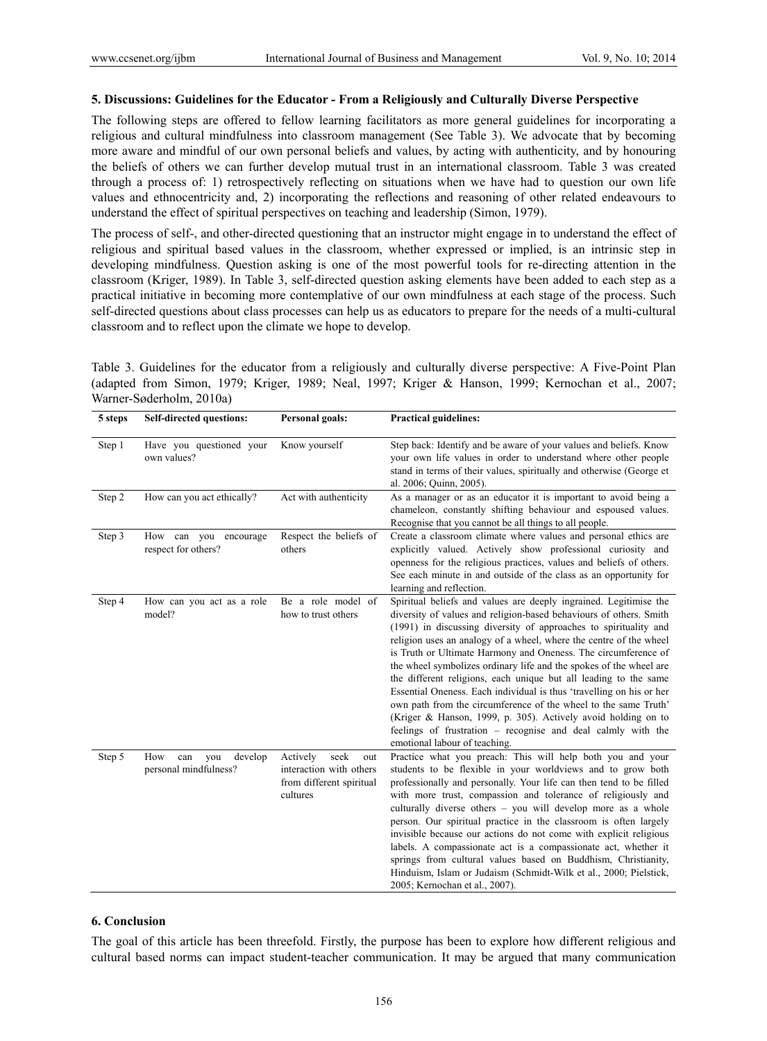## 5. Discussions: Guidelines for the Educator - From a Religiously and Culturally Diverse Perspective

The following steps are offered to fellow learning facilitators as more general guidelines for incorporating a religious and cultural mindfulness into classroom management (See Table 3). We advocate that by becoming more aware and mindful of our own personal beliefs and values, by acting with authenticity, and by honouring the beliefs of others we can further develop mutual trust in an international classroom. Table 3 was created through a process of: 1) retrospectively reflecting on situations when we have had to question our own life values and ethnocentricity and, 2) incorporating the reflections and reasoning of other related endeavours to understand the effect of spiritual perspectives on teaching and leadership (Simon, 1979).

The process of self-, and other-directed questioning that an instructor might engage in to understand the effect of religious and spiritual based values in the classroom, whether expressed or implied, is an intrinsic step in developing mindfulness. Question asking is one of the most powerful tools for re-directing attention in the classroom (Kriger, 1989). In Table 3, self-directed question asking elements have been added to each step as a practical initiative in becoming more contemplative of our own mindfulness at each stage of the process. Such self-directed questions about class processes can help us as educators to prepare for the needs of a multi-cultural classroom and to reflect upon the climate we hope to develop.

Table 3. Guidelines for the educator from a religiously and culturally diverse perspective: A Five-Point Plan (adapted from Simon, 1979; Kriger, 1989; Neal, 1997; Kriger & Hanson, 1999; Kernochan et al., 2007; Warner-Søderholm, 2010a)

| 5 steps | Self-directed questions: | Personal goals: | Practical guidelines: |
|---|---|---|---|
| Step 1 | Have you questioned your own values? | Know yourself | Step back: Identify and be aware of your values and beliefs. Know your own life values in order to understand where other people stand in terms of their values, spiritually and otherwise (George et al. 2006; Quinn, 2005). |
| Step 2 | How can you act ethically? | Act with authenticity | As a manager or as an educator it is important to avoid being a chameleon, constantly shifting behaviour and espoused values. Recognise that you cannot be all things to all people. |
| Step 3 | How can you encourage respect for others? | Respect the beliefs of others | Create a classroom climate where values and personal ethics are explicitly valued. Actively show professional curiosity and openness for the religious practices, values and beliefs of others. See each minute in and outside of the class as an opportunity for learning and reflection. |
| Step 4 | How can you act as a role model? | Be a role model of how to trust others | Spiritual beliefs and values are deeply ingrained. Legitimise the diversity of values and religion-based behaviours of others. Smith (1991) in discussing diversity of approaches to spirituality and religion uses an analogy of a wheel, where the centre of the wheel is Truth or Ultimate Harmony and Oneness. The circumference of the wheel symbolizes ordinary life and the spokes of the wheel are the different religions, each unique but all leading to the same Essential Oneness. Each individual is thus 'travelling on his or her own path from the circumference of the wheel to the same Truth' (Kriger & Hanson, 1999, p. 305). Actively avoid holding on to feelings of frustration – recognise and deal calmly with the emotional labour of teaching. |
| Step 5 | How can you develop personal mindfulness? | Actively seek out interaction with others from different spiritual cultures | Practice what you preach: This will help both you and your students to be flexible in your worldviews and to grow both professionally and personally. Your life can then tend to be filled with more trust, compassion and tolerance of religiously and culturally diverse others – you will develop more as a whole person. Our spiritual practice in the classroom is often largely invisible because our actions do not come with explicit religious labels. A compassionate act is a compassionate act, whether it springs from cultural values based on Buddhism, Christianity, Hinduism, Islam or Judaism (Schmidt-Wilk et al., 2000; Pielstick, 2005; Kernochan et al., 2007). |

## 6. Conclusion

The goal of this article has been threefold. Firstly, the purpose has been to explore how different religious and cultural based norms can impact student-teacher communication. It may be argued that many communication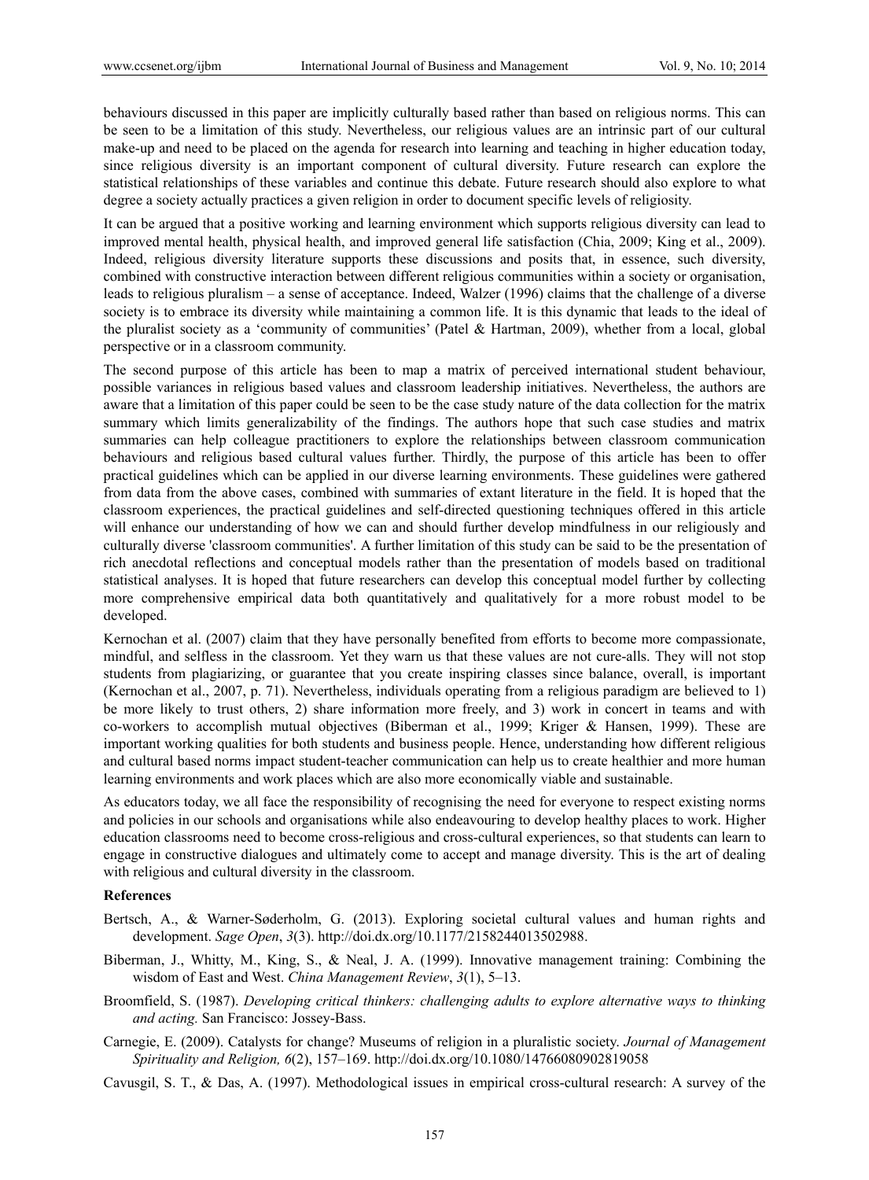behaviours discussed in this paper are implicitly culturally based rather than based on religious norms. This can be seen to be a limitation of this study. Nevertheless, our religious values are an intrinsic part of our cultural make-up and need to be placed on the agenda for research into learning and teaching in higher education today, since religious diversity is an important component of cultural diversity. Future research can explore the statistical relationships of these variables and continue this debate. Future research should also explore to what degree a society actually practices a given religion in order to document specific levels of religiosity.

It can be argued that a positive working and learning environment which supports religious diversity can lead to improved mental health, physical health, and improved general life satisfaction (Chia, 2009; King et al., 2009). Indeed, religious diversity literature supports these discussions and posits that, in essence, such diversity, combined with constructive interaction between different religious communities within a society or organisation, leads to religious pluralism – a sense of acceptance. Indeed, Walzer (1996) claims that the challenge of a diverse society is to embrace its diversity while maintaining a common life. It is this dynamic that leads to the ideal of the pluralist society as a 'community of communities' (Patel & Hartman, 2009), whether from a local, global perspective or in a classroom community.

The second purpose of this article has been to map a matrix of perceived international student behaviour, possible variances in religious based values and classroom leadership initiatives. Nevertheless, the authors are aware that a limitation of this paper could be seen to be the case study nature of the data collection for the matrix summary which limits generalizability of the findings. The authors hope that such case studies and matrix summaries can help colleague practitioners to explore the relationships between classroom communication behaviours and religious based cultural values further. Thirdly, the purpose of this article has been to offer practical guidelines which can be applied in our diverse learning environments. These guidelines were gathered from data from the above cases, combined with summaries of extant literature in the field. It is hoped that the classroom experiences, the practical guidelines and self-directed questioning techniques offered in this article will enhance our understanding of how we can and should further develop mindfulness in our religiously and culturally diverse 'classroom communities'. A further limitation of this study can be said to be the presentation of rich anecdotal reflections and conceptual models rather than the presentation of models based on traditional statistical analyses. It is hoped that future researchers can develop this conceptual model further by collecting more comprehensive empirical data both quantitatively and qualitatively for a more robust model to be developed.

Kernochan et al. (2007) claim that they have personally benefited from efforts to become more compassionate, mindful, and selfless in the classroom. Yet they warn us that these values are not cure-alls. They will not stop students from plagiarizing, or guarantee that you create inspiring classes since balance, overall, is important (Kernochan et al., 2007, p. 71). Nevertheless, individuals operating from a religious paradigm are believed to 1) be more likely to trust others, 2) share information more freely, and 3) work in concert in teams and with co-workers to accomplish mutual objectives (Biberman et al., 1999; Kriger & Hansen, 1999). These are important working qualities for both students and business people. Hence, understanding how different religious and cultural based norms impact student-teacher communication can help us to create healthier and more human learning environments and work places which are also more economically viable and sustainable.

As educators today, we all face the responsibility of recognising the need for everyone to respect existing norms and policies in our schools and organisations while also endeavouring to develop healthy places to work. Higher education classrooms need to become cross-religious and cross-cultural experiences, so that students can learn to engage in constructive dialogues and ultimately come to accept and manage diversity. This is the art of dealing with religious and cultural diversity in the classroom.

**References**

Bertsch, A., & Warner-Søderholm, G. (2013). Exploring societal cultural values and human rights and development. *Sage Open*, *3*(3). http://doi.dx.org/10.1177/2158244013502988.

Biberman, J., Whitty, M., King, S., & Neal, J. A. (1999). Innovative management training: Combining the wisdom of East and West. *China Management Review*, *3*(1), 5–13.

Broomfield, S. (1987). *Developing critical thinkers: challenging adults to explore alternative ways to thinking and acting.* San Francisco: Jossey-Bass.

Carnegie, E. (2009). Catalysts for change? Museums of religion in a pluralistic society. *Journal of Management Spirituality and Religion, 6*(2), 157–169. http://doi.dx.org/10.1080/14766080902819058

Cavusgil, S. T., & Das, A. (1997). Methodological issues in empirical cross-cultural research: A survey of the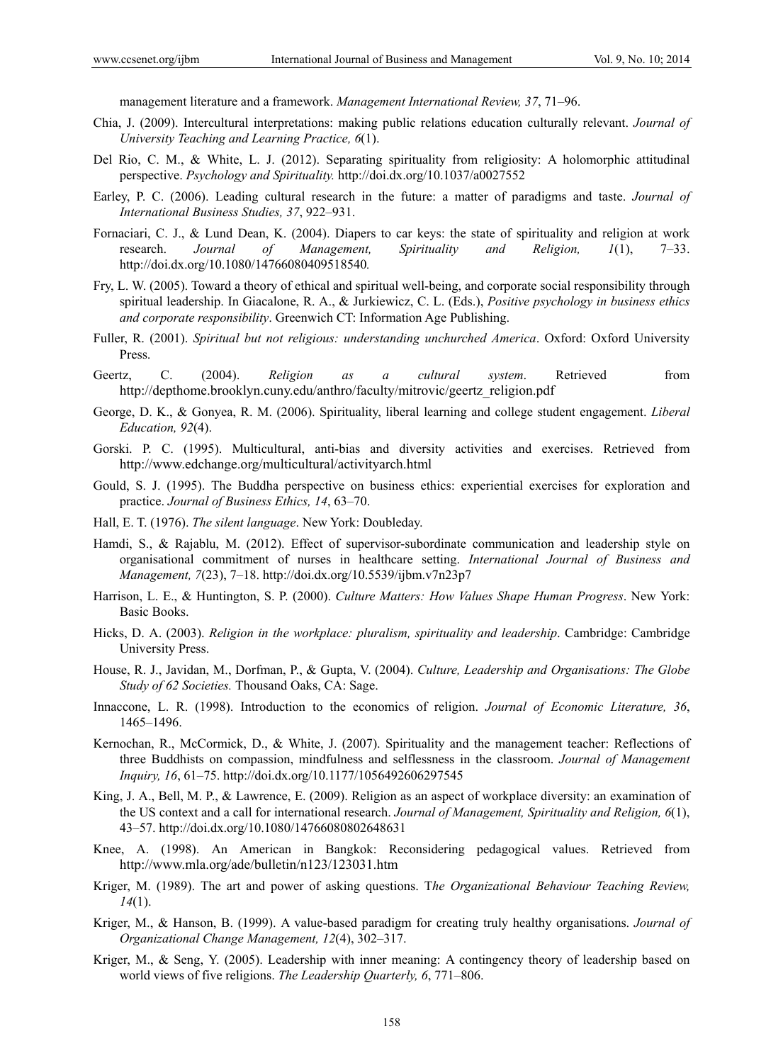management literature and a framework. *Management International Review, 37*, 71–96.

Chia, J. (2009). Intercultural interpretations: making public relations education culturally relevant. *Journal of University Teaching and Learning Practice, 6*(1).

Del Rio, C. M., & White, L. J. (2012). Separating spirituality from religiosity: A holomorphic attitudinal perspective. *Psychology and Spirituality.* http://doi.dx.org/10.1037/a0027552

Earley, P. C. (2006). Leading cultural research in the future: a matter of paradigms and taste. *Journal of International Business Studies, 37*, 922–931.

Fornaciari, C. J., & Lund Dean, K. (2004). Diapers to car keys: the state of spirituality and religion at work research. *Journal of Management, Spirituality and Religion, 1*(1), 7–33. http://doi.dx.org/10.1080/14766080409518540*.*

Fry, L. W. (2005). Toward a theory of ethical and spiritual well-being, and corporate social responsibility through spiritual leadership. In Giacalone, R. A., & Jurkiewicz, C. L. (Eds.), *Positive psychology in business ethics and corporate responsibility*. Greenwich CT: Information Age Publishing.

Fuller, R. (2001). *Spiritual but not religious: understanding unchurched America*. Oxford: Oxford University Press.

Geertz, C. (2004). *Religion as a cultural system*. Retrieved from http://depthome.brooklyn.cuny.edu/anthro/faculty/mitrovic/geertz_religion.pdf

George, D. K., & Gonyea, R. M. (2006). Spirituality, liberal learning and college student engagement. *Liberal Education, 92*(4).

Gorski. P. C. (1995). Multicultural, anti-bias and diversity activities and exercises. Retrieved from http://www.edchange.org/multicultural/activityarch.html

Gould, S. J. (1995). The Buddha perspective on business ethics: experiential exercises for exploration and practice. *Journal of Business Ethics, 14*, 63–70.

Hall, E. T. (1976). *The silent language*. New York: Doubleday.

Hamdi, S., & Rajablu, M. (2012). Effect of supervisor-subordinate communication and leadership style on organisational commitment of nurses in healthcare setting. *International Journal of Business and Management, 7*(23), 7–18. http://doi.dx.org/10.5539/ijbm.v7n23p7

Harrison, L. E., & Huntington, S. P. (2000). *Culture Matters: How Values Shape Human Progress*. New York: Basic Books.

Hicks, D. A. (2003). *Religion in the workplace: pluralism, spirituality and leadership*. Cambridge: Cambridge University Press.

House, R. J., Javidan, M., Dorfman, P., & Gupta, V. (2004). *Culture, Leadership and Organisations: The Globe Study of 62 Societies.* Thousand Oaks, CA: Sage.

Innaccone, L. R. (1998). Introduction to the economics of religion. *Journal of Economic Literature, 36*, 1465–1496.

Kernochan, R., McCormick, D., & White, J. (2007). Spirituality and the management teacher: Reflections of three Buddhists on compassion, mindfulness and selflessness in the classroom. *Journal of Management Inquiry, 16*, 61–75. http://doi.dx.org/10.1177/1056492606297545

King, J. A., Bell, M. P., & Lawrence, E. (2009). Religion as an aspect of workplace diversity: an examination of the US context and a call for international research. *Journal of Management, Spirituality and Religion, 6*(1), 43–57. http://doi.dx.org/10.1080/14766080802648631

Knee, A. (1998). An American in Bangkok: Reconsidering pedagogical values. Retrieved from http://www.mla.org/ade/bulletin/n123/123031.htm

Kriger, M. (1989). The art and power of asking questions. T*he Organizational Behaviour Teaching Review, 14*(1).

Kriger, M., & Hanson, B. (1999). A value-based paradigm for creating truly healthy organisations. *Journal of Organizational Change Management, 12*(4), 302–317.

Kriger, M., & Seng, Y. (2005). Leadership with inner meaning: A contingency theory of leadership based on world views of five religions. *The Leadership Quarterly, 6*, 771–806.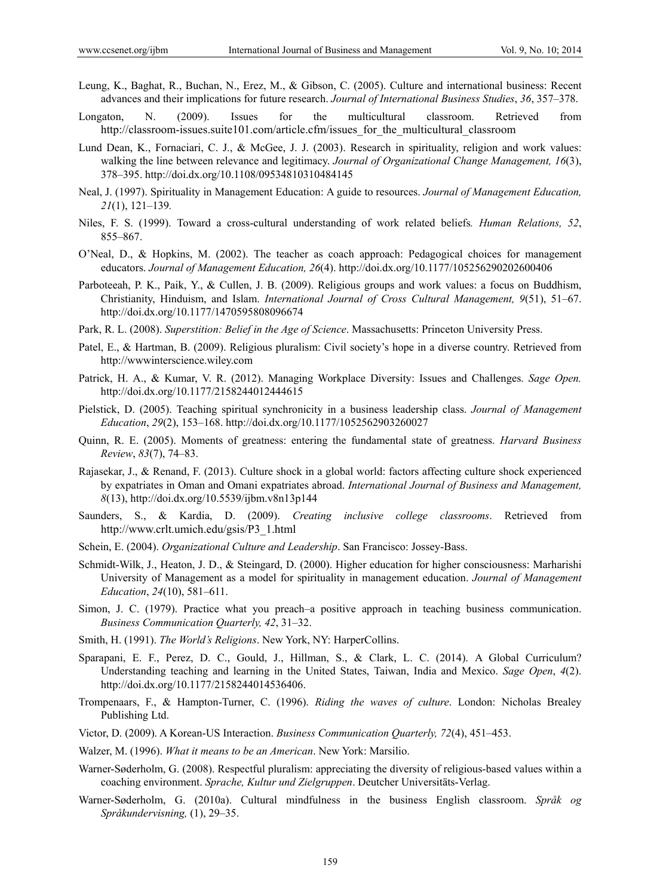Leung, K., Baghat, R., Buchan, N., Erez, M., & Gibson, C. (2005). Culture and international business: Recent advances and their implications for future research. *Journal of International Business Studies*, *36*, 357–378.

Longaton, N. (2009). Issues for the multicultural classroom. Retrieved from http://classroom-issues.suite101.com/article.cfm/issues_for_the_multicultural_classroom

Lund Dean, K., Fornaciari, C. J., & McGee, J. J. (2003). Research in spirituality, religion and work values: walking the line between relevance and legitimacy. *Journal of Organizational Change Management, 16*(3), 378–395. http://doi.dx.org/10.1108/09534810310484145

Neal, J. (1997). Spirituality in Management Education: A guide to resources. *Journal of Management Education, 21*(1), 121–139.

Niles, F. S. (1999). Toward a cross-cultural understanding of work related beliefs*. Human Relations, 52*, 855–867.

O'Neal, D., & Hopkins, M. (2002). The teacher as coach approach: Pedagogical choices for management educators. *Journal of Management Education, 26*(4). http://doi.dx.org/10.1177/105256290202600406

Parboteeah, P. K., Paik, Y., & Cullen, J. B. (2009). Religious groups and work values: a focus on Buddhism, Christianity, Hinduism, and Islam. *International Journal of Cross Cultural Management, 9*(51), 51–67. http://doi.dx.org/10.1177/1470595808096674

Park, R. L. (2008). *Superstition: Belief in the Age of Science*. Massachusetts: Princeton University Press.

Patel, E., & Hartman, B. (2009). Religious pluralism: Civil society's hope in a diverse country. Retrieved from http://wwwinterscience.wiley.com

Patrick, H. A., & Kumar, V. R. (2012). Managing Workplace Diversity: Issues and Challenges. *Sage Open.* http://doi.dx.org/10.1177/2158244012444615

Pielstick, D. (2005). Teaching spiritual synchronicity in a business leadership class. *Journal of Management Education*, *29*(2), 153–168. http://doi.dx.org/10.1177/1052562903260027

Quinn, R. E. (2005). Moments of greatness: entering the fundamental state of greatness. *Harvard Business Review*, *83*(7), 74–83.

Rajasekar, J., & Renand, F. (2013). Culture shock in a global world: factors affecting culture shock experienced by expatriates in Oman and Omani expatriates abroad. *International Journal of Business and Management, 8*(13), http://doi.dx.org/10.5539/ijbm.v8n13p144

Saunders, S., & Kardia, D. (2009). *Creating inclusive college classrooms*. Retrieved from http://www.crlt.umich.edu/gsis/P3_1.html

Schein, E. (2004). *Organizational Culture and Leadership*. San Francisco: Jossey-Bass.

Schmidt-Wilk, J., Heaton, J. D., & Steingard, D. (2000). Higher education for higher consciousness: Marharishi University of Management as a model for spirituality in management education. *Journal of Management Education*, *24*(10), 581–611.

Simon, J. C. (1979). Practice what you preach–a positive approach in teaching business communication. *Business Communication Quarterly, 42*, 31–32.

Smith, H. (1991). *The World's Religions*. New York, NY: HarperCollins.

Sparapani, E. F., Perez, D. C., Gould, J., Hillman, S., & Clark, L. C. (2014). A Global Curriculum? Understanding teaching and learning in the United States, Taiwan, India and Mexico. *Sage Open*, *4*(2). http://doi.dx.org/10.1177/2158244014536406.

Trompenaars, F., & Hampton-Turner, C. (1996). *Riding the waves of culture*. London: Nicholas Brealey Publishing Ltd.

Victor, D. (2009). A Korean-US Interaction. *Business Communication Quarterly, 72*(4), 451–453.

Walzer, M. (1996). *What it means to be an American*. New York: Marsilio.

Warner-Søderholm, G. (2008). Respectful pluralism: appreciating the diversity of religious-based values within a coaching environment. *Sprache, Kultur und Zielgruppen*. Deutcher Universitäts-Verlag.

Warner-Søderholm, G. (2010a). Cultural mindfulness in the business English classroom. *Språk og Språkundervisning,* (1), 29–35.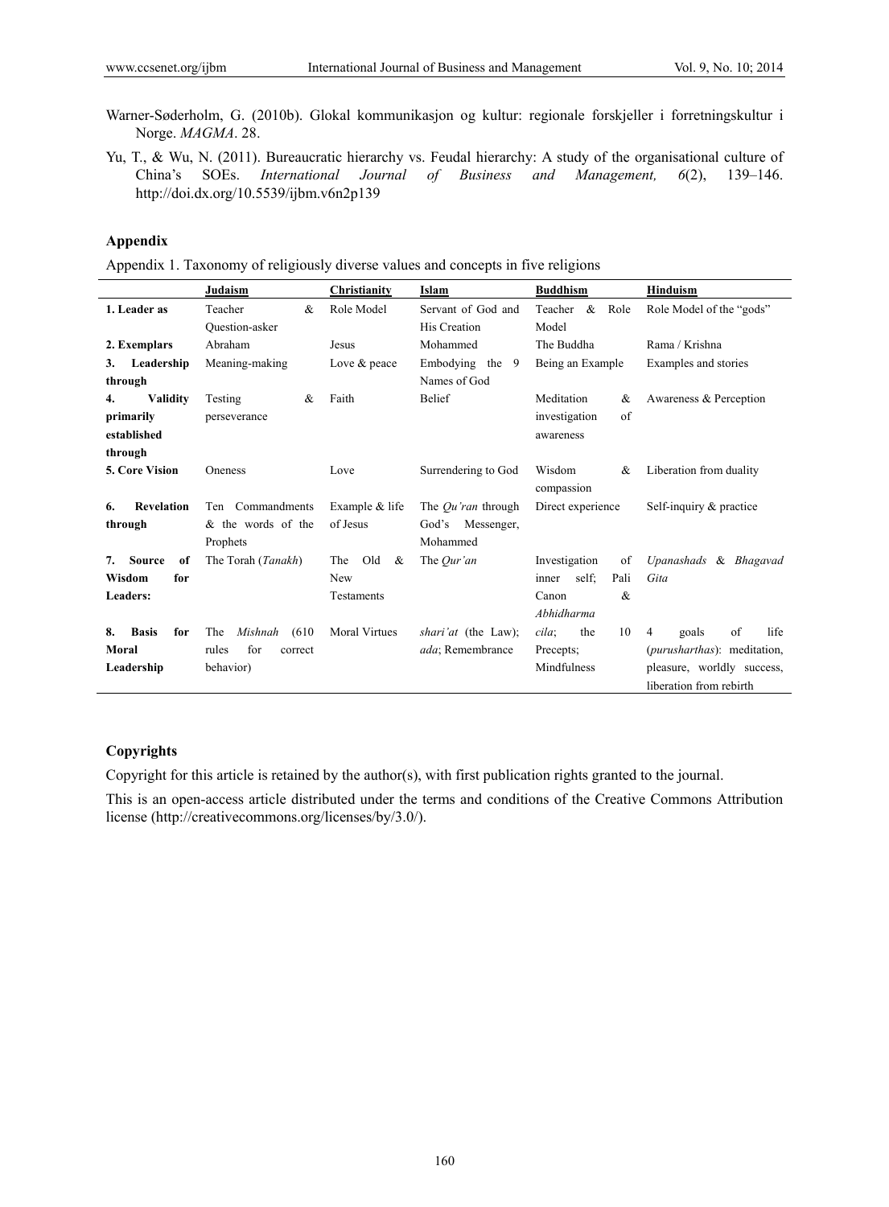Warner-Søderholm, G. (2010b). Glokal kommunikasjon og kultur: regionale forskjeller i forretningskultur i Norge. *MAGMA*. 28.

Yu, T., & Wu, N. (2011). Bureaucratic hierarchy vs. Feudal hierarchy: A study of the organisational culture of China's SOEs. *International Journal of Business and Management, 6*(2), 139–146. http://doi.dx.org/10.5539/ijbm.v6n2p139

## Appendix

Appendix 1. Taxonomy of religiously diverse values and concepts in five religions

| | Judaism | Christianity | Islam | Buddhism | Hinduism |
|---|---|---|---|---|---|
| **1. Leader as** | Teacher & Question-asker | Role Model | Servant of God and His Creation | Teacher & Role Model | Role Model of the "gods" |
| **2. Exemplars** | Abraham | Jesus | Mohammed | The Buddha | Rama / Krishna |
| **3. Leadership through** | Meaning-making | Love & peace | Embodying the 9 Names of God | Being an Example | Examples and stories |
| **4. Validity primarily established through** | Testing & perseverance | Faith | Belief | Meditation & investigation of awareness | Awareness & Perception |
| **5. Core Vision** | Oneness | Love | Surrendering to God | Wisdom & compassion | Liberation from duality |
| **6. Revelation through** | Ten Commandments & the words of the Prophets | Example & life of Jesus | The *Qu'ran* through God's Messenger, Mohammed | Direct experience | Self-inquiry & practice |
| **7. Source of Wisdom for Leaders:** | The Torah (*Tanakh*) | The Old & New Testaments | The *Qur'an* | Investigation of inner self; Pali Canon & *Abhidharma* | *Upanashads* & *Bhagavad Gita* |
| **8. Basis for Moral Leadership** | The *Mishnah* (610 rules for correct behavior) | Moral Virtues | *shari'at* (the Law); *ada*; Remembrance | *cila*; the 10 Precepts; Mindfulness | 4 goals of life (*purusharthas*): meditation, pleasure, worldly success, liberation from rebirth |

### Copyrights

Copyright for this article is retained by the author(s), with first publication rights granted to the journal.

This is an open-access article distributed under the terms and conditions of the Creative Commons Attribution license (http://creativecommons.org/licenses/by/3.0/).